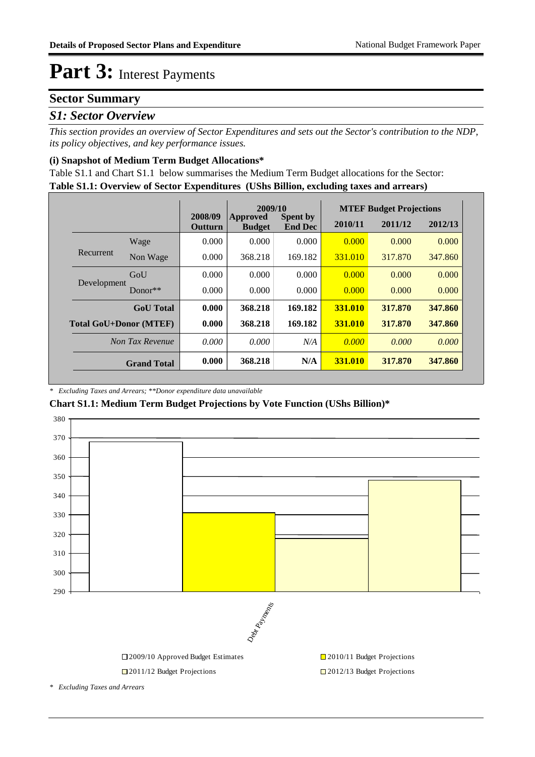# Part 3: Interest Payments

## Sector Summary

### *S1: Sector Overview*

*This section provides an overview of Sector Expenditures and sets out the Sector's contribution to the NDP, its policy objectives, and key performance issues.*

#### (i) Snapshot of Medium Term Budget Allocations*

Table S1.1 and Chart S1.1 below summarises the Medium Term Budget allocations for the Sector:

**Table S1.1: Overview of Sector Expenditures (UShs Billion, excluding taxes and arrears)**

| | | 2008/09 | 2009/10 | | MTEF Budget Projections | | |
|---|---|---|---|---|---|---|---|
| | | Outturn | Approved Budget | Spent by End Dec | 2010/11 | 2011/12 | 2012/13 |
| Recurrent | Wage | 0.000 | 0.000 | 0.000 | 0.000 | 0.000 | 0.000 |
| | Non Wage | 0.000 | 368.218 | 169.182 | 331.010 | 317.870 | 347.860 |
| Development | GoU | 0.000 | 0.000 | 0.000 | 0.000 | 0.000 | 0.000 |
| | Donor** | 0.000 | 0.000 | 0.000 | 0.000 | 0.000 | 0.000 |
| **GoU Total** | | **0.000** | **368.218** | **169.182** | **331.010** | **317.870** | **347.860** |
| **Total GoU+Donor (MTEF)** | | **0.000** | **368.218** | **169.182** | **331.010** | **317.870** | **347.860** |
| *Non Tax Revenue* | | *0.000* | *0.000* | *N/A* | *0.000* | *0.000* | *0.000* |
| **Grand Total** | | **0.000** | **368.218** | **N/A** | **331.010** | **317.870** | **347.860** |

*\* Excluding Taxes and Arrears; \*\*Donor expenditure data unavailable*

**Chart S1.1: Medium Term Budget Projections by Vote Function (UShs Billion)***

Debt Payments

2009/10 Approved Budget Estimates | 2010/11 Budget Projections | 2011/12 Budget Projections | 2012/13 Budget Projections

*\* Excluding Taxes and Arrears*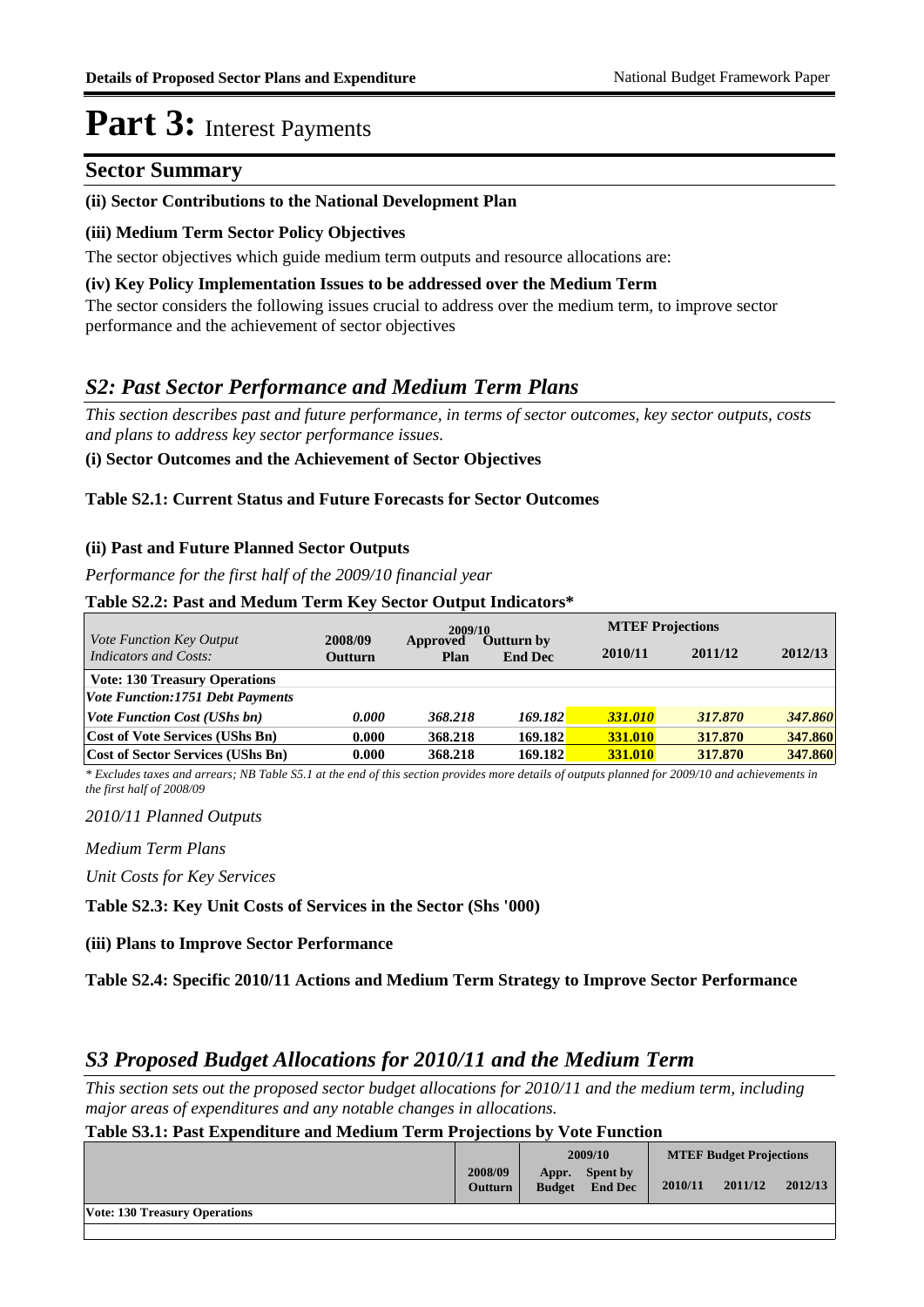# Part 3: Interest Payments

## Sector Summary

**(ii) Sector Contributions to the National Development Plan**

**(iii) Medium Term Sector Policy Objectives**

The sector objectives which guide medium term outputs and resource allocations are:

**(iv) Key Policy Implementation Issues to be addressed over the Medium Term**

The sector considers the following issues crucial to address over the medium term, to improve sector performance and the achievement of sector objectives

## *S2: Past Sector Performance and Medium Term Plans*

*This section describes past and future performance, in terms of sector outcomes, key sector outputs, costs and plans to address key sector performance issues.*

**(i) Sector Outcomes and the Achievement of Sector Objectives**

**Table S2.1: Current Status and Future Forecasts for Sector Outcomes**

**(ii) Past and Future Planned Sector Outputs**

*Performance for the first half of the 2009/10 financial year*

**Table S2.2: Past and Medum Term Key Sector Output Indicators***

| *Vote Function Key Output Indicators and Costs:* | 2008/09 Outturn | 2009/10 Approved Plan | 2009/10 Outturn by End Dec | MTEF Projections 2010/11 | 2011/12 | 2012/13 |
|---|---|---|---|---|---|---|
| **Vote: 130 Treasury Operations** | | | | | | |
| ***Vote Function:1751 Debt Payments*** | | | | | | |
| ***Vote Function Cost (UShs bn)*** | *0.000* | *368.218* | *169.182* | *331.010* | *317.870* | *347.860* |
| **Cost of Vote Services (UShs Bn)** | 0.000 | 368.218 | 169.182 | 331.010 | 317.870 | 347.860 |
| **Cost of Sector Services (UShs Bn)** | 0.000 | 368.218 | 169.182 | 331.010 | 317.870 | 347.860 |

*\* Excludes taxes and arrears; NB Table S5.1 at the end of this section provides more details of outputs planned for 2009/10 and achievements in the first half of 2008/09*

*2010/11 Planned Outputs*

*Medium Term Plans*

*Unit Costs for Key Services*

**Table S2.3: Key Unit Costs of Services in the Sector (Shs '000)**

**(iii) Plans to Improve Sector Performance**

**Table S2.4: Specific 2010/11 Actions and Medium Term Strategy to Improve Sector Performance**

## *S3 Proposed Budget Allocations for 2010/11 and the Medium Term*

*This section sets out the proposed sector budget allocations for 2010/11 and the medium term, including major areas of expenditures and any notable changes in allocations.*

**Table S3.1: Past Expenditure and Medium Term Projections by Vote Function**

| | 2008/09 Outturn | 2009/10 Appr. Budget | 2009/10 Spent by End Dec | MTEF Budget Projections 2010/11 | 2011/12 | 2012/13 |
|---|---|---|---|---|---|---|
| **Vote: 130 Treasury Operations** | | | | | | |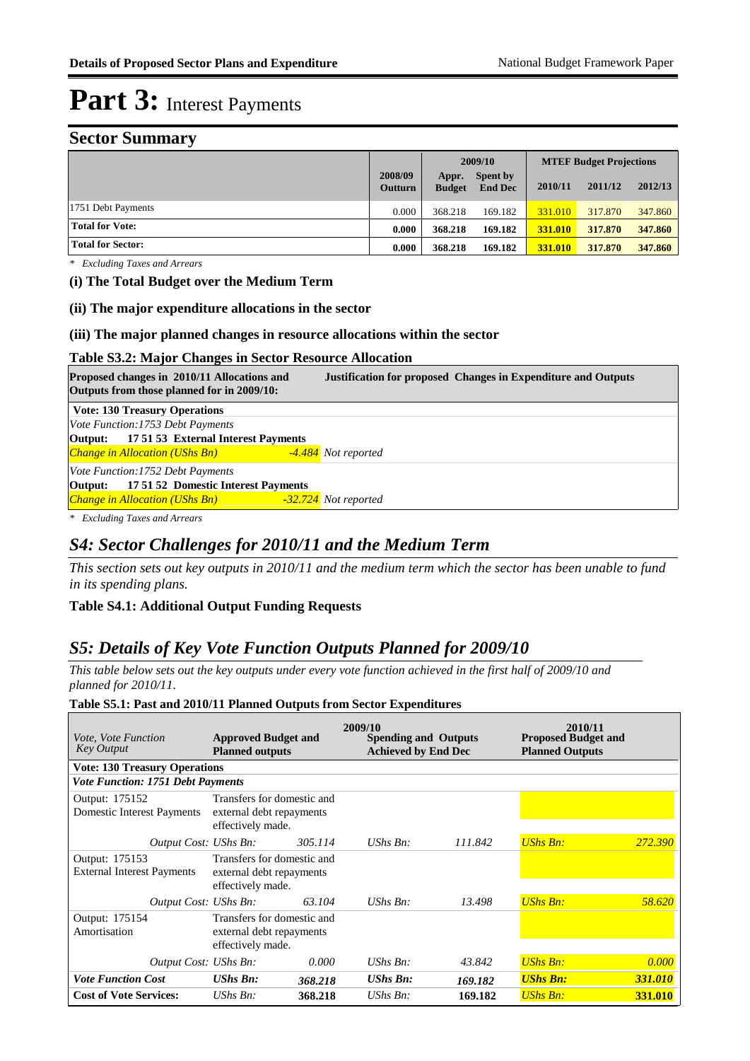# Part 3: Interest Payments

## Sector Summary

| | 2008/09 Outturn | 2009/10 Appr. Budget | 2009/10 Spent by End Dec | MTEF Budget Projections 2010/11 | 2011/12 | 2012/13 |
|---|---|---|---|---|---|---|
| 1751 Debt Payments | 0.000 | 368.218 | 169.182 | 331.010 | 317.870 | 347.860 |
| **Total for Vote:** | **0.000** | **368.218** | **169.182** | **331.010** | **317.870** | **347.860** |
| **Total for Sector:** | **0.000** | **368.218** | **169.182** | **331.010** | **317.870** | **347.860** |

*\* Excluding Taxes and Arrears*

**(i) The Total Budget over the Medium Term**

**(ii) The major expenditure allocations in the sector**

**(iii) The major planned changes in resource allocations within the sector**

**Table S3.2: Major Changes in Sector Resource Allocation**

| Proposed changes in 2010/11 Allocations and Outputs from those planned for in 2009/10: | | Justification for proposed Changes in Expenditure and Outputs |
|---|---|---|
| **Vote: 130 Treasury Operations** | | |
| *Vote Function:1753 Debt Payments* | | |
| **Output: 17 51 53 External Interest Payments** | | |
| *Change in Allocation (UShs Bn)* | *-4.484* | *Not reported* |
| *Vote Function:1752 Debt Payments* | | |
| **Output: 17 51 52 Domestic Interest Payments** | | |
| *Change in Allocation (UShs Bn)* | *-32.724* | *Not reported* |

*\* Excluding Taxes and Arrears*

## *S4: Sector Challenges for 2010/11 and the Medium Term*

*This section sets out key outputs in 2010/11 and the medium term which the sector has been unable to fund in its spending plans.*

**Table S4.1: Additional Output Funding Requests**

## *S5: Details of Key Vote Function Outputs Planned for 2009/10*

*This table below sets out the key outputs under every vote function achieved in the first half of 2009/10 and planned for 2010/11.*

**Table S5.1: Past and 2010/11 Planned Outputs from Sector Expenditures**

| *Vote, Vote Function Key Output* | 2009/10 Approved Budget and Planned outputs | | 2009/10 Spending and Outputs Achieved by End Dec | | 2010/11 Proposed Budget and Planned Outputs | |
|---|---|---|---|---|---|---|
| **Vote: 130 Treasury Operations** | | | | | | |
| ***Vote Function: 1751 Debt Payments*** | | | | | | |
| Output: 175152 Domestic Interest Payments | Transfers for domestic and external debt repayments effectively made. | | | | | |
| *Output Cost:* | *UShs Bn:* | *305.114* | *UShs Bn:* | *111.842* | *UShs Bn:* | *272.390* |
| Output: 175153 External Interest Payments | Transfers for domestic and external debt repayments effectively made. | | | | | |
| *Output Cost:* | *UShs Bn:* | *63.104* | *UShs Bn:* | *13.498* | *UShs Bn:* | *58.620* |
| Output: 175154 Amortisation | Transfers for domestic and external debt repayments effectively made. | | | | | |
| *Output Cost:* | *UShs Bn:* | *0.000* | *UShs Bn:* | *43.842* | *UShs Bn:* | *0.000* |
| ***Vote Function Cost*** | ***UShs Bn:*** | ***368.218*** | ***UShs Bn:*** | ***169.182*** | ***UShs Bn:*** | ***331.010*** |
| **Cost of Vote Services:** | *UShs Bn:* | **368.218** | *UShs Bn:* | **169.182** | *UShs Bn:* | **331.010** |